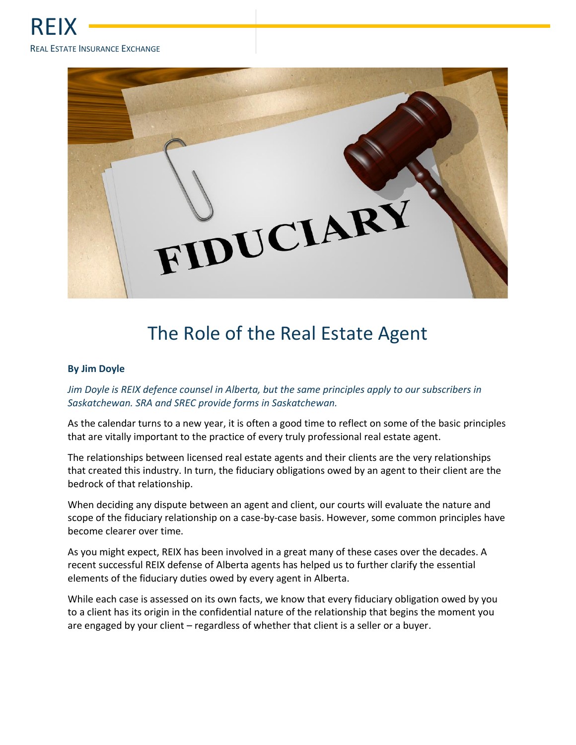REIX

REAL ESTATE INSURANCE EXCHANGE

# The Role of the Real Estate Agent

**By Jim Doyle**

*Jim Doyle is REIX defence counsel in Alberta, but the same principles apply to our subscribers in Saskatchewan. SRA and SREC provide forms in Saskatchewan.*

As the calendar turns to a new year, it is often a good time to reflect on some of the basic principles that are vitally important to the practice of every truly professional real estate agent.

The relationships between licensed real estate agents and their clients are the very relationships that created this industry. In turn, the fiduciary obligations owed by an agent to their client are the bedrock of that relationship.

When deciding any dispute between an agent and client, our courts will evaluate the nature and scope of the fiduciary relationship on a case-by-case basis. However, some common principles have become clearer over time.

As you might expect, REIX has been involved in a great many of these cases over the decades. A recent successful REIX defense of Alberta agents has helped us to further clarify the essential elements of the fiduciary duties owed by every agent in Alberta.

While each case is assessed on its own facts, we know that every fiduciary obligation owed by you to a client has its origin in the confidential nature of the relationship that begins the moment you are engaged by your client – regardless of whether that client is a seller or a buyer.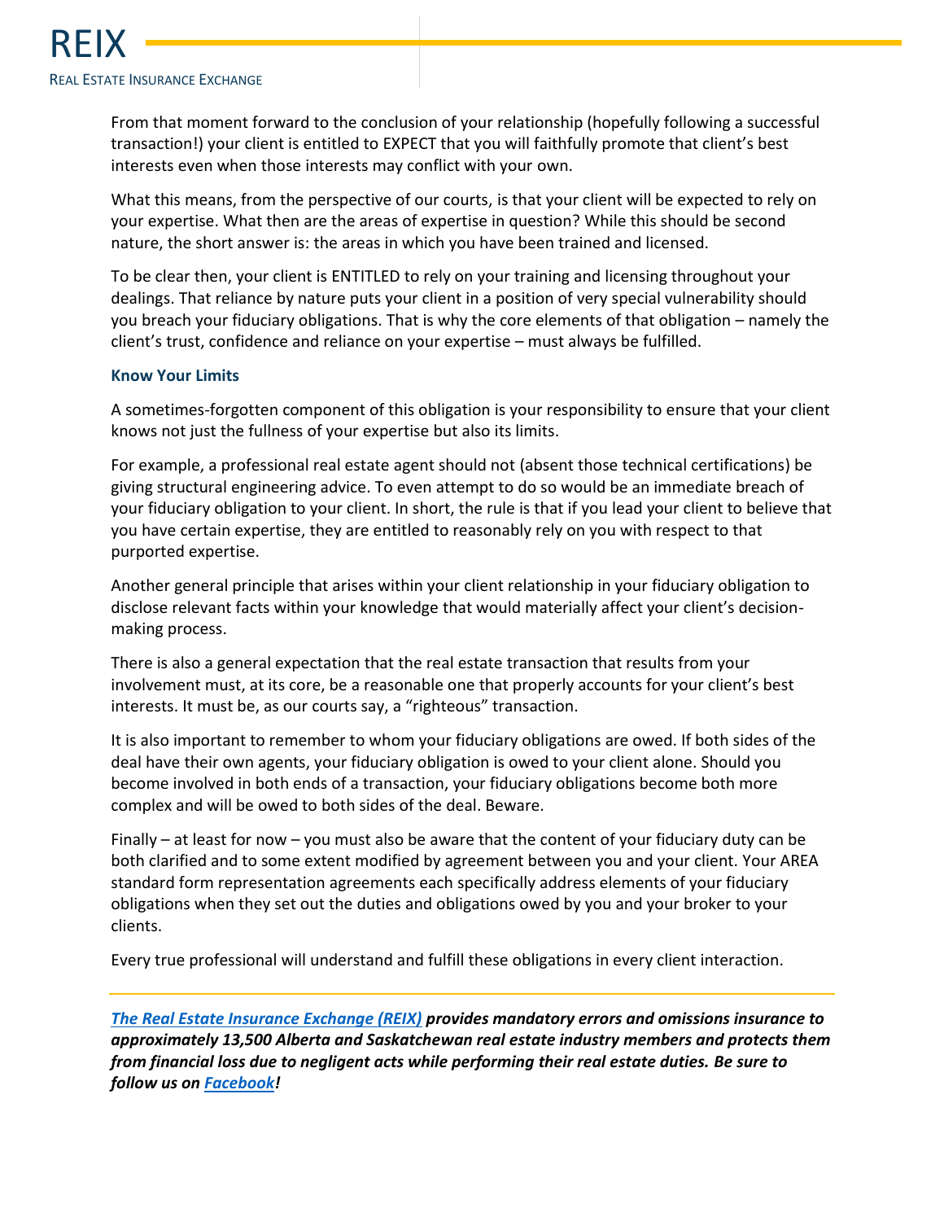From that moment forward to the conclusion of your relationship (hopefully following a successful transaction!) your client is entitled to EXPECT that you will faithfully promote that client's best interests even when those interests may conflict with your own.

What this means, from the perspective of our courts, is that your client will be expected to rely on your expertise. What then are the areas of expertise in question? While this should be second nature, the short answer is: the areas in which you have been trained and licensed.

To be clear then, your client is ENTITLED to rely on your training and licensing throughout your dealings. That reliance by nature puts your client in a position of very special vulnerability should you breach your fiduciary obligations. That is why the core elements of that obligation – namely the client's trust, confidence and reliance on your expertise – must always be fulfilled.

### Know Your Limits

A sometimes-forgotten component of this obligation is your responsibility to ensure that your client knows not just the fullness of your expertise but also its limits.

For example, a professional real estate agent should not (absent those technical certifications) be giving structural engineering advice. To even attempt to do so would be an immediate breach of your fiduciary obligation to your client. In short, the rule is that if you lead your client to believe that you have certain expertise, they are entitled to reasonably rely on you with respect to that purported expertise.

Another general principle that arises within your client relationship in your fiduciary obligation to disclose relevant facts within your knowledge that would materially affect your client's decision-making process.

There is also a general expectation that the real estate transaction that results from your involvement must, at its core, be a reasonable one that properly accounts for your client's best interests. It must be, as our courts say, a "righteous" transaction.

It is also important to remember to whom your fiduciary obligations are owed. If both sides of the deal have their own agents, your fiduciary obligation is owed to your client alone. Should you become involved in both ends of a transaction, your fiduciary obligations become both more complex and will be owed to both sides of the deal. Beware.

Finally – at least for now – you must also be aware that the content of your fiduciary duty can be both clarified and to some extent modified by agreement between you and your client. Your AREA standard form representation agreements each specifically address elements of your fiduciary obligations when they set out the duties and obligations owed by you and your broker to your clients.

Every true professional will understand and fulfill these obligations in every client interaction.

---

***The Real Estate Insurance Exchange (REIX) provides mandatory errors and omissions insurance to approximately 13,500 Alberta and Saskatchewan real estate industry members and protects them from financial loss due to negligent acts while performing their real estate duties. Be sure to follow us on Facebook!***